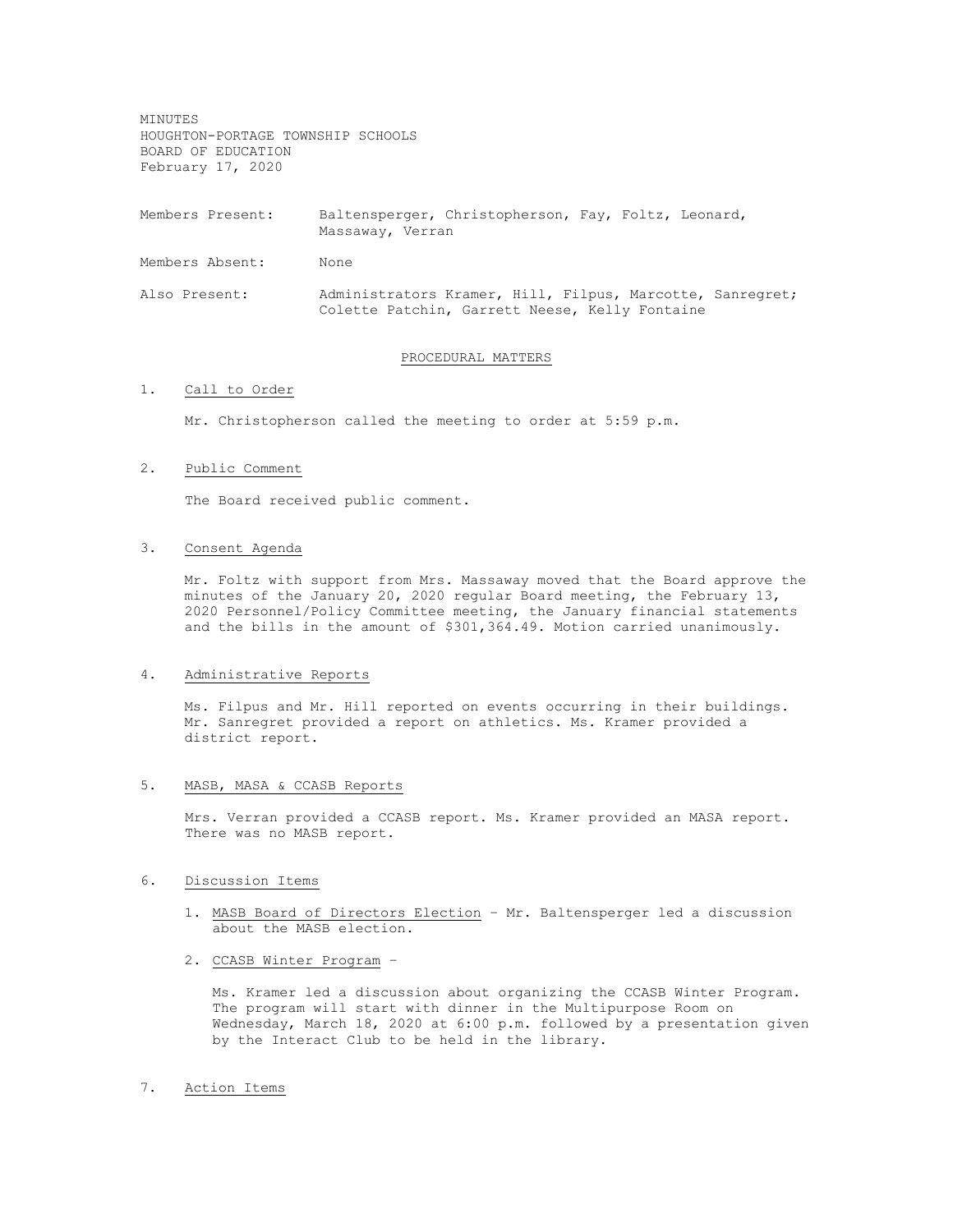MINUTES
HOUGHTON-PORTAGE TOWNSHIP SCHOOLS
BOARD OF EDUCATION
February 17, 2020

| | |
|---|---|
| Members Present: | Baltensperger, Christopherson, Fay, Foltz, Leonard, Massaway, Verran |
| Members Absent: | None |
| Also Present: | Administrators Kramer, Hill, Filpus, Marcotte, Sanregret; Colette Patchin, Garrett Neese, Kelly Fontaine |

## PROCEDURAL MATTERS

1. Call to Order

   Mr. Christopherson called the meeting to order at 5:59 p.m.

2. Public Comment

   The Board received public comment.

3. Consent Agenda

   Mr. Foltz with support from Mrs. Massaway moved that the Board approve the minutes of the January 20, 2020 regular Board meeting, the February 13, 2020 Personnel/Policy Committee meeting, the January financial statements and the bills in the amount of $301,364.49. Motion carried unanimously.

4. Administrative Reports

   Ms. Filpus and Mr. Hill reported on events occurring in their buildings. Mr. Sanregret provided a report on athletics. Ms. Kramer provided a district report.

5. MASB, MASA & CCASB Reports

   Mrs. Verran provided a CCASB report. Ms. Kramer provided an MASA report. There was no MASB report.

6. Discussion Items

   1. MASB Board of Directors Election – Mr. Baltensperger led a discussion about the MASB election.

   2. CCASB Winter Program –

      Ms. Kramer led a discussion about organizing the CCASB Winter Program. The program will start with dinner in the Multipurpose Room on Wednesday, March 18, 2020 at 6:00 p.m. followed by a presentation given by the Interact Club to be held in the library.

7. Action Items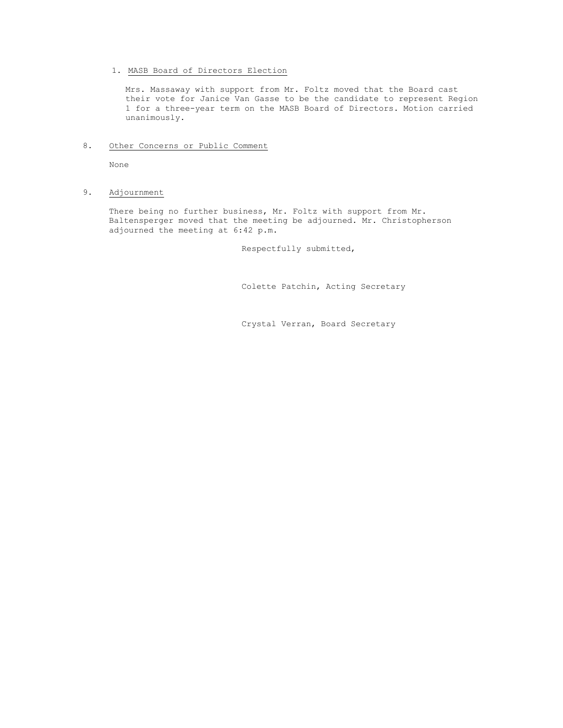1. <u>MASB Board of Directors Election</u>

   Mrs. Massaway with support from Mr. Foltz moved that the Board cast their vote for Janice Van Gasse to be the candidate to represent Region 1 for a three-year term on the MASB Board of Directors. Motion carried unanimously.

8. <u>Other Concerns or Public Comment</u>

   None

9. <u>Adjournment</u>

   There being no further business, Mr. Foltz with support from Mr. Baltensperger moved that the meeting be adjourned. Mr. Christopherson adjourned the meeting at 6:42 p.m.

Respectfully submitted,

Colette Patchin, Acting Secretary

Crystal Verran, Board Secretary